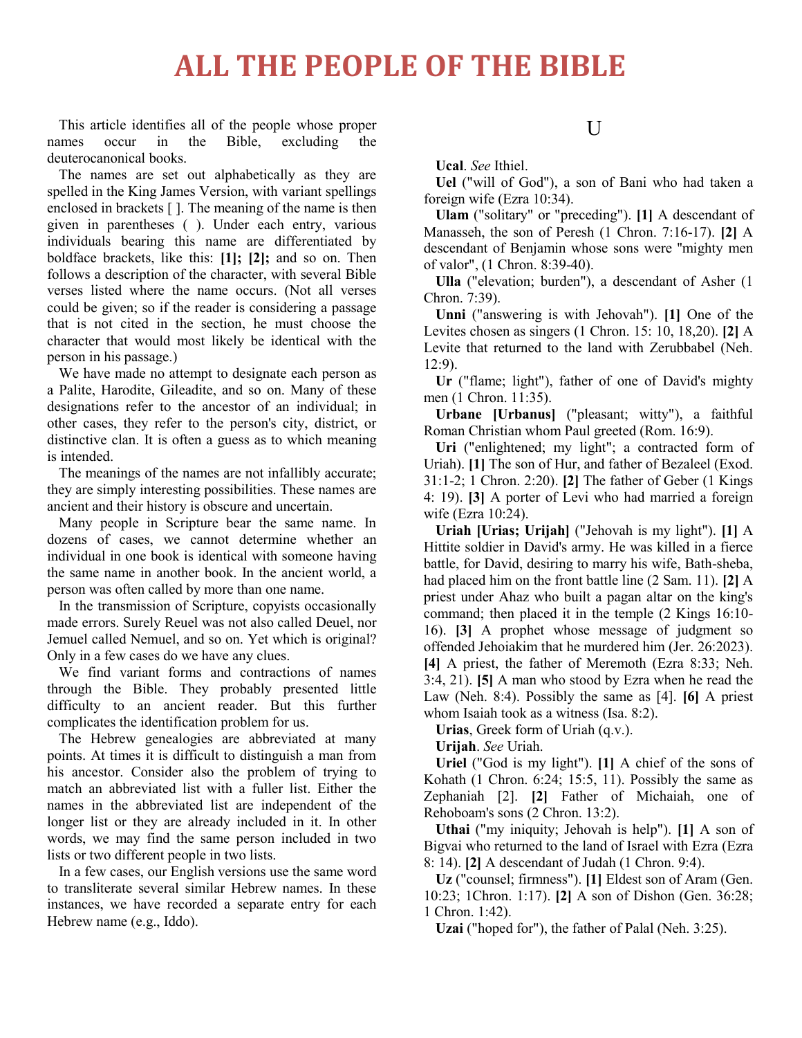# ALL THE PEOPLE OF THE BIBLE

This article identifies all of the people whose proper names occur in the Bible, excluding the deuterocanonical books.

The names are set out alphabetically as they are spelled in the King James Version, with variant spellings enclosed in brackets [ ]. The meaning of the name is then given in parentheses ( ). Under each entry, various individuals bearing this name are differentiated by boldface brackets, like this: **[1]; [2];** and so on. Then follows a description of the character, with several Bible verses listed where the name occurs. (Not all verses could be given; so if the reader is considering a passage that is not cited in the section, he must choose the character that would most likely be identical with the person in his passage.)

We have made no attempt to designate each person as a Palite, Harodite, Gileadite, and so on. Many of these designations refer to the ancestor of an individual; in other cases, they refer to the person's city, district, or distinctive clan. It is often a guess as to which meaning is intended.

The meanings of the names are not infallibly accurate; they are simply interesting possibilities. These names are ancient and their history is obscure and uncertain.

Many people in Scripture bear the same name. In dozens of cases, we cannot determine whether an individual in one book is identical with someone having the same name in another book. In the ancient world, a person was often called by more than one name.

In the transmission of Scripture, copyists occasionally made errors. Surely Reuel was not also called Deuel, nor Jemuel called Nemuel, and so on. Yet which is original? Only in a few cases do we have any clues.

We find variant forms and contractions of names through the Bible. They probably presented little difficulty to an ancient reader. But this further complicates the identification problem for us.

The Hebrew genealogies are abbreviated at many points. At times it is difficult to distinguish a man from his ancestor. Consider also the problem of trying to match an abbreviated list with a fuller list. Either the names in the abbreviated list are independent of the longer list or they are already included in it. In other words, we may find the same person included in two lists or two different people in two lists.

In a few cases, our English versions use the same word to transliterate several similar Hebrew names. In these instances, we have recorded a separate entry for each Hebrew name (e.g., Iddo).

## U

**Ucal**. *See* Ithiel.

**Uel** ("will of God"), a son of Bani who had taken a foreign wife (Ezra 10:34).

**Ulam** ("solitary" or "preceding"). **[1]** A descendant of Manasseh, the son of Peresh (1 Chron. 7:16-17). **[2]** A descendant of Benjamin whose sons were "mighty men of valor", (1 Chron. 8:39-40).

**Ulla** ("elevation; burden"), a descendant of Asher (1 Chron. 7:39).

**Unni** ("answering is with Jehovah"). **[1]** One of the Levites chosen as singers (1 Chron. 15: 10, 18,20). **[2]** A Levite that returned to the land with Zerubbabel (Neh. 12:9).

**Ur** ("flame; light"), father of one of David's mighty men (1 Chron. 11:35).

**Urbane [Urbanus]** ("pleasant; witty"), a faithful Roman Christian whom Paul greeted (Rom. 16:9).

**Uri** ("enlightened; my light"; a contracted form of Uriah). **[1]** The son of Hur, and father of Bezaleel (Exod. 31:1-2; 1 Chron. 2:20). **[2]** The father of Geber (1 Kings 4: 19). **[3]** A porter of Levi who had married a foreign wife (Ezra 10:24).

**Uriah [Urias; Urijah]** ("Jehovah is my light"). **[1]** A Hittite soldier in David's army. He was killed in a fierce battle, for David, desiring to marry his wife, Bath-sheba, had placed him on the front battle line (2 Sam. 11). **[2]** A priest under Ahaz who built a pagan altar on the king's command; then placed it in the temple (2 Kings 16:10-16). **[3]** A prophet whose message of judgment so offended Jehoiakim that he murdered him (Jer. 26:2023). **[4]** A priest, the father of Meremoth (Ezra 8:33; Neh. 3:4, 21). **[5]** A man who stood by Ezra when he read the Law (Neh. 8:4). Possibly the same as [4]. **[6]** A priest whom Isaiah took as a witness (Isa. 8:2).

**Urias**, Greek form of Uriah (q.v.).

**Urijah**. *See* Uriah.

**Uriel** ("God is my light"). **[1]** A chief of the sons of Kohath (1 Chron. 6:24; 15:5, 11). Possibly the same as Zephaniah [2]. **[2]** Father of Michaiah, one of Rehoboam's sons (2 Chron. 13:2).

**Uthai** ("my iniquity; Jehovah is help"). **[1]** A son of Bigvai who returned to the land of Israel with Ezra (Ezra 8: 14). **[2]** A descendant of Judah (1 Chron. 9:4).

**Uz** ("counsel; firmness"). **[1]** Eldest son of Aram (Gen. 10:23; 1Chron. 1:17). **[2]** A son of Dishon (Gen. 36:28; 1 Chron. 1:42).

**Uzai** ("hoped for"), the father of Palal (Neh. 3:25).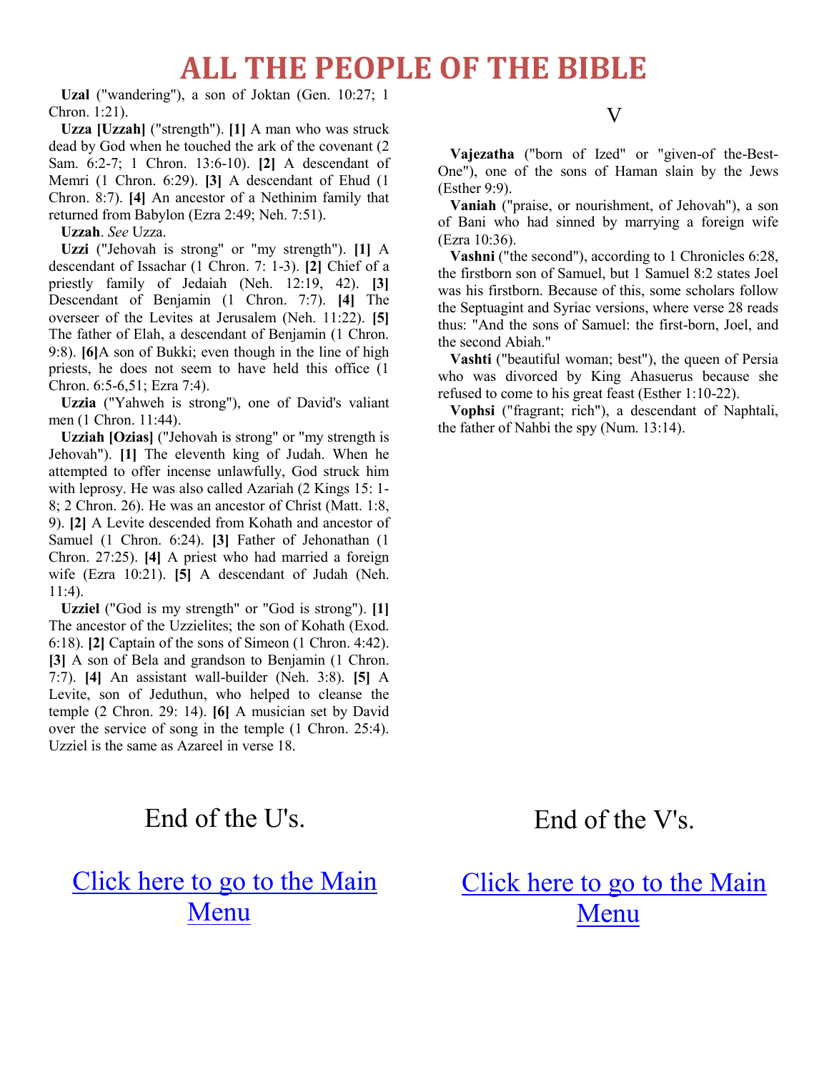# ALL THE PEOPLE OF THE BIBLE

**Uzal** ("wandering"), a son of Joktan (Gen. 10:27; 1 Chron. 1:21).

**Uzza [Uzzah]** ("strength"). **[1]** A man who was struck dead by God when he touched the ark of the covenant (2 Sam. 6:2-7; 1 Chron. 13:6-10). **[2]** A descendant of Memri (1 Chron. 6:29). **[3]** A descendant of Ehud (1 Chron. 8:7). **[4]** An ancestor of a Nethinim family that returned from Babylon (Ezra 2:49; Neh. 7:51).

**Uzzah**. *See* Uzza.

**Uzzi** ("Jehovah is strong" or "my strength"). **[1]** A descendant of Issachar (1 Chron. 7: 1-3). **[2]** Chief of a priestly family of Jedaiah (Neh. 12:19, 42). **[3]** Descendant of Benjamin (1 Chron. 7:7). **[4]** The overseer of the Levites at Jerusalem (Neh. 11:22). **[5]** The father of Elah, a descendant of Benjamin (1 Chron. 9:8). **[6]**A son of Bukki; even though in the line of high priests, he does not seem to have held this office (1 Chron. 6:5-6,51; Ezra 7:4).

**Uzzia** ("Yahweh is strong"), one of David's valiant men (1 Chron. 11:44).

**Uzziah [Ozias]** ("Jehovah is strong" or "my strength is Jehovah"). **[1]** The eleventh king of Judah. When he attempted to offer incense unlawfully, God struck him with leprosy. He was also called Azariah (2 Kings 15: 1-8; 2 Chron. 26). He was an ancestor of Christ (Matt. 1:8, 9). **[2]** A Levite descended from Kohath and ancestor of Samuel (1 Chron. 6:24). **[3]** Father of Jehonathan (1 Chron. 27:25). **[4]** A priest who had married a foreign wife (Ezra 10:21). **[5]** A descendant of Judah (Neh. 11:4).

**Uzziel** ("God is my strength" or "God is strong"). **[1]** The ancestor of the Uzzielites; the son of Kohath (Exod. 6:18). **[2]** Captain of the sons of Simeon (1 Chron. 4:42). **[3]** A son of Bela and grandson to Benjamin (1 Chron. 7:7). **[4]** An assistant wall-builder (Neh. 3:8). **[5]** A Levite, son of Jeduthun, who helped to cleanse the temple (2 Chron. 29: 14). **[6]** A musician set by David over the service of song in the temple (1 Chron. 25:4). Uzziel is the same as Azareel in verse 18.

End of the U's.

Click here to go to the Main Menu

## V

**Vajezatha** ("born of Ized" or "given-of the-Best-One"), one of the sons of Haman slain by the Jews (Esther 9:9).

**Vaniah** ("praise, or nourishment, of Jehovah"), a son of Bani who had sinned by marrying a foreign wife (Ezra 10:36).

**Vashni** ("the second"), according to 1 Chronicles 6:28, the firstborn son of Samuel, but 1 Samuel 8:2 states Joel was his firstborn. Because of this, some scholars follow the Septuagint and Syriac versions, where verse 28 reads thus: "And the sons of Samuel: the first-born, Joel, and the second Abiah."

**Vashti** ("beautiful woman; best"), the queen of Persia who was divorced by King Ahasuerus because she refused to come to his great feast (Esther 1:10-22).

**Vophsi** ("fragrant; rich"), a descendant of Naphtali, the father of Nahbi the spy (Num. 13:14).

End of the V's.

Click here to go to the Main Menu